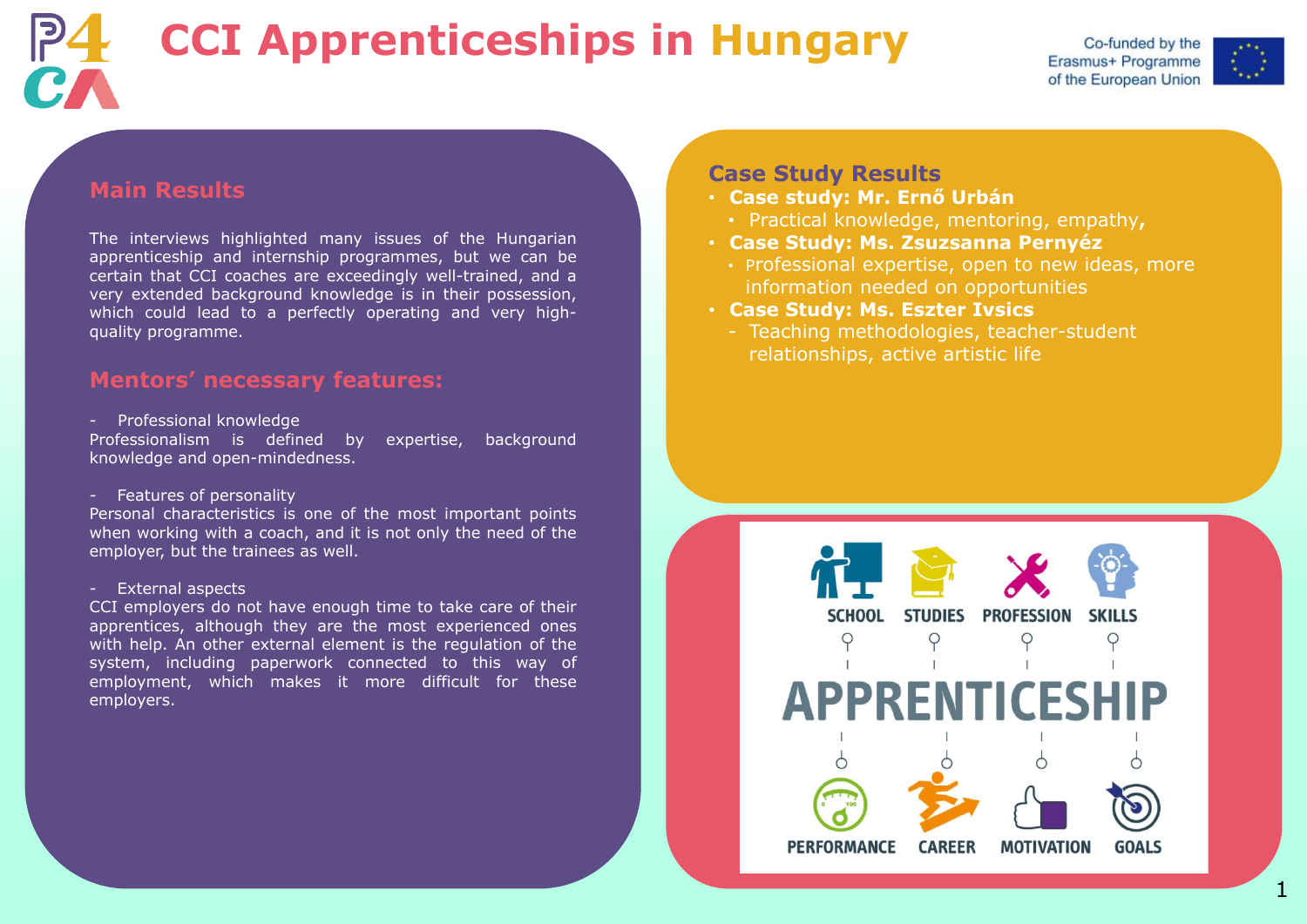# CCI Apprenticeships in Hungary

Co-funded by the Erasmus+ Programme of the European Union

## Main Results

The interviews highlighted many issues of the Hungarian apprenticeship and internship programmes, but we can be certain that CCI coaches are exceedingly well-trained, and a very extended background knowledge is in their possession, which could lead to a perfectly operating and very high-quality programme.

## Mentors' necessary features:

- Professional knowledge

Professionalism is defined by expertise, background knowledge and open-mindedness.

- Features of personality

Personal characteristics is one of the most important points when working with a coach, and it is not only the need of the employer, but the trainees as well.

- External aspects

CCI employers do not have enough time to take care of their apprentices, although they are the most experienced ones with help. An other external element is the regulation of the system, including paperwork connected to this way of employment, which makes it more difficult for these employers.

## Case Study Results

- **Case study: Mr. Ernő Urbán**
  - Practical knowledge, mentoring, empathy,
- **Case Study: Ms. Zsuzsanna Pernyéz**
  - Professional expertise, open to new ideas, more information needed on opportunities
- **Case Study: Ms. Eszter Ivsics**
  - Teaching methodologies, teacher-student relationships, active artistic life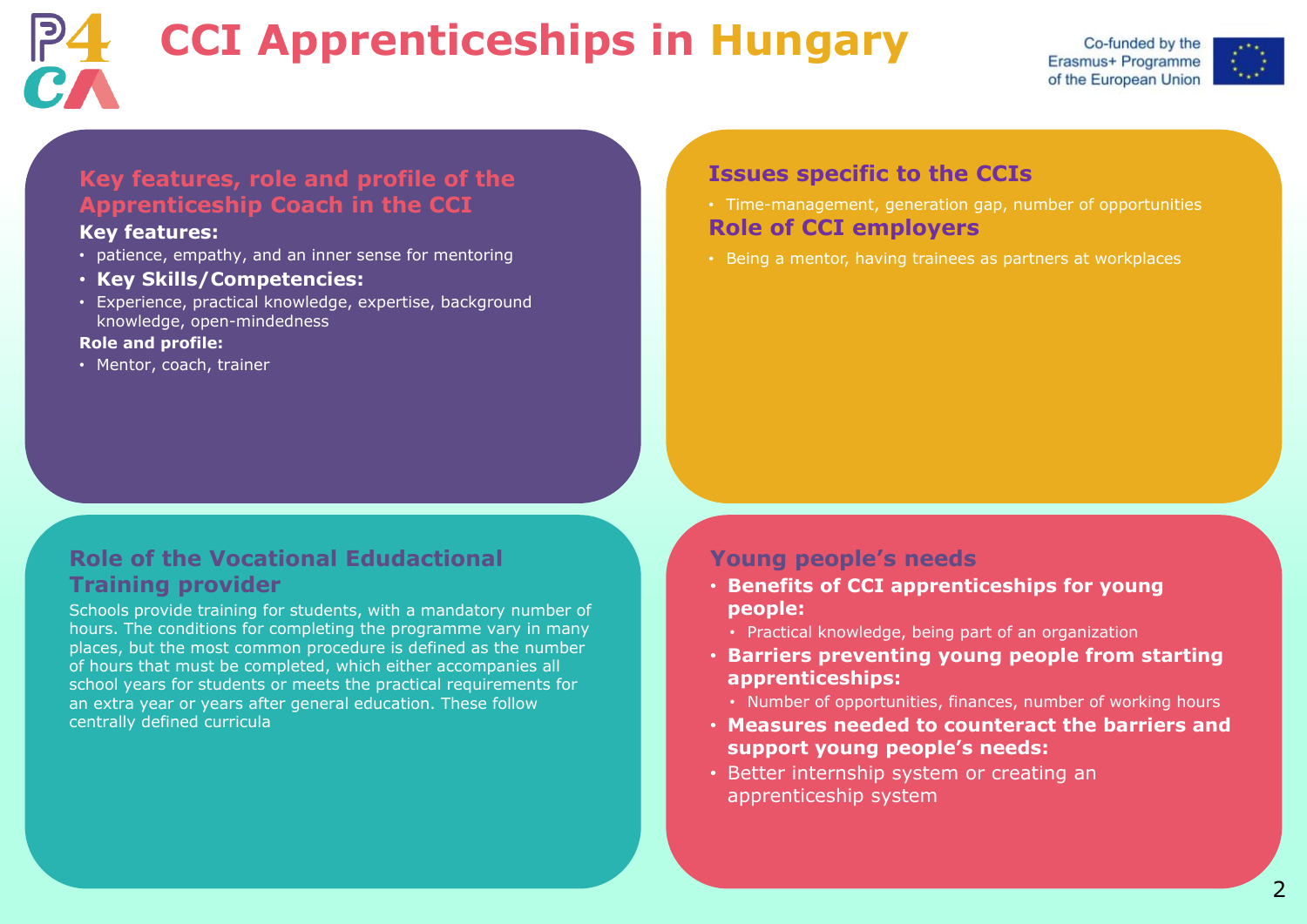# CCI Apprenticeships in Hungary

Co-funded by the Erasmus+ Programme of the European Union

## Key features, role and profile of the Apprenticeship Coach in the CCI

**Key features:**

- patience, empathy, and an inner sense for mentoring
- **Key Skills/Competencies:**
- Experience, practical knowledge, expertise, background knowledge, open-mindedness

**Role and profile:**

- Mentor, coach, trainer

## Issues specific to the CCIs

- Time-management, generation gap, number of opportunities

## Role of CCI employers

- Being a mentor, having trainees as partners at workplaces

## Role of the Vocational Edudactional Training provider

Schools provide training for students, with a mandatory number of hours. The conditions for completing the programme vary in many places, but the most common procedure is defined as the number of hours that must be completed, which either accompanies all school years for students or meets the practical requirements for an extra year or years after general education. These follow centrally defined curricula

## Young people's needs

- **Benefits of CCI apprenticeships for young people:**
  - Practical knowledge, being part of an organization
- **Barriers preventing young people from starting apprenticeships:**
  - Number of opportunities, finances, number of working hours
- **Measures needed to counteract the barriers and support young people's needs:**
- Better internship system or creating an apprenticeship system